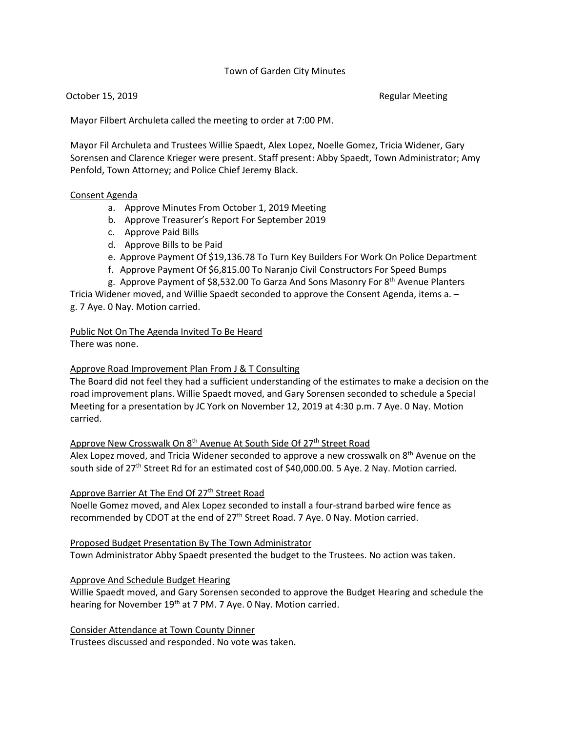# Town of Garden City Minutes

October 15, 2019 Regular Meeting

Mayor Filbert Archuleta called the meeting to order at 7:00 PM.

Mayor Fil Archuleta and Trustees Willie Spaedt, Alex Lopez, Noelle Gomez, Tricia Widener, Gary Sorensen and Clarence Krieger were present. Staff present: Abby Spaedt, Town Administrator; Amy Penfold, Town Attorney; and Police Chief Jeremy Black.

## Consent Agenda

a. Approve Minutes From October 1, 2019 Meeting
b. Approve Treasurer's Report For September 2019
c. Approve Paid Bills
d. Approve Bills to be Paid
e. Approve Payment Of $19,136.78 To Turn Key Builders For Work On Police Department
f. Approve Payment Of $6,815.00 To Naranjo Civil Constructors For Speed Bumps
g. Approve Payment of $8,532.00 To Garza And Sons Masonry For 8th Avenue Planters

Tricia Widener moved, and Willie Spaedt seconded to approve the Consent Agenda, items a. – g. 7 Aye. 0 Nay. Motion carried.

## Public Not On The Agenda Invited To Be Heard

There was none.

## Approve Road Improvement Plan From J & T Consulting

The Board did not feel they had a sufficient understanding of the estimates to make a decision on the road improvement plans. Willie Spaedt moved, and Gary Sorensen seconded to schedule a Special Meeting for a presentation by JC York on November 12, 2019 at 4:30 p.m. 7 Aye. 0 Nay. Motion carried.

## Approve New Crosswalk On 8th Avenue At South Side Of 27th Street Road

Alex Lopez moved, and Tricia Widener seconded to approve a new crosswalk on 8th Avenue on the south side of 27th Street Rd for an estimated cost of $40,000.00. 5 Aye. 2 Nay. Motion carried.

## Approve Barrier At The End Of 27th Street Road

Noelle Gomez moved, and Alex Lopez seconded to install a four-strand barbed wire fence as recommended by CDOT at the end of 27th Street Road. 7 Aye. 0 Nay. Motion carried.

## Proposed Budget Presentation By The Town Administrator

Town Administrator Abby Spaedt presented the budget to the Trustees. No action was taken.

## Approve And Schedule Budget Hearing

Willie Spaedt moved, and Gary Sorensen seconded to approve the Budget Hearing and schedule the hearing for November 19th at 7 PM. 7 Aye. 0 Nay. Motion carried.

## Consider Attendance at Town County Dinner

Trustees discussed and responded. No vote was taken.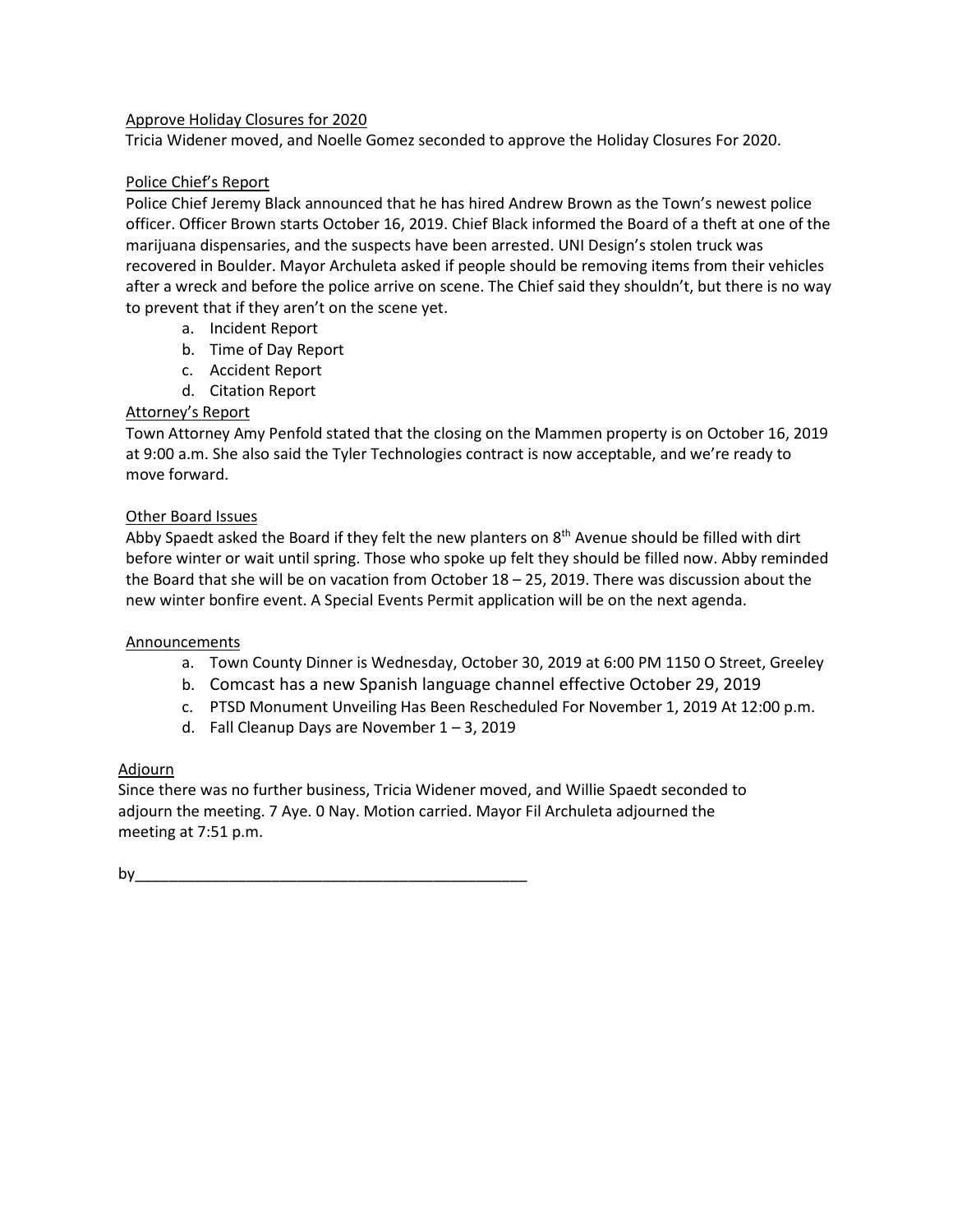Approve Holiday Closures for 2020

Tricia Widener moved, and Noelle Gomez seconded to approve the Holiday Closures For 2020.

Police Chief's Report

Police Chief Jeremy Black announced that he has hired Andrew Brown as the Town's newest police officer. Officer Brown starts October 16, 2019. Chief Black informed the Board of a theft at one of the marijuana dispensaries, and the suspects have been arrested. UNI Design's stolen truck was recovered in Boulder. Mayor Archuleta asked if people should be removing items from their vehicles after a wreck and before the police arrive on scene. The Chief said they shouldn't, but there is no way to prevent that if they aren't on the scene yet.

a. Incident Report
b. Time of Day Report
c. Accident Report
d. Citation Report

Attorney's Report

Town Attorney Amy Penfold stated that the closing on the Mammen property is on October 16, 2019 at 9:00 a.m. She also said the Tyler Technologies contract is now acceptable, and we're ready to move forward.

Other Board Issues

Abby Spaedt asked the Board if they felt the new planters on 8th Avenue should be filled with dirt before winter or wait until spring. Those who spoke up felt they should be filled now. Abby reminded the Board that she will be on vacation from October 18 – 25, 2019. There was discussion about the new winter bonfire event. A Special Events Permit application will be on the next agenda.

Announcements

a. Town County Dinner is Wednesday, October 30, 2019 at 6:00 PM 1150 O Street, Greeley
b. Comcast has a new Spanish language channel effective October 29, 2019
c. PTSD Monument Unveiling Has Been Rescheduled For November 1, 2019 At 12:00 p.m.
d. Fall Cleanup Days are November 1 – 3, 2019

Adjourn

Since there was no further business, Tricia Widener moved, and Willie Spaedt seconded to adjourn the meeting. 7 Aye. 0 Nay. Motion carried. Mayor Fil Archuleta adjourned the meeting at 7:51 p.m.

by_______________________________________________